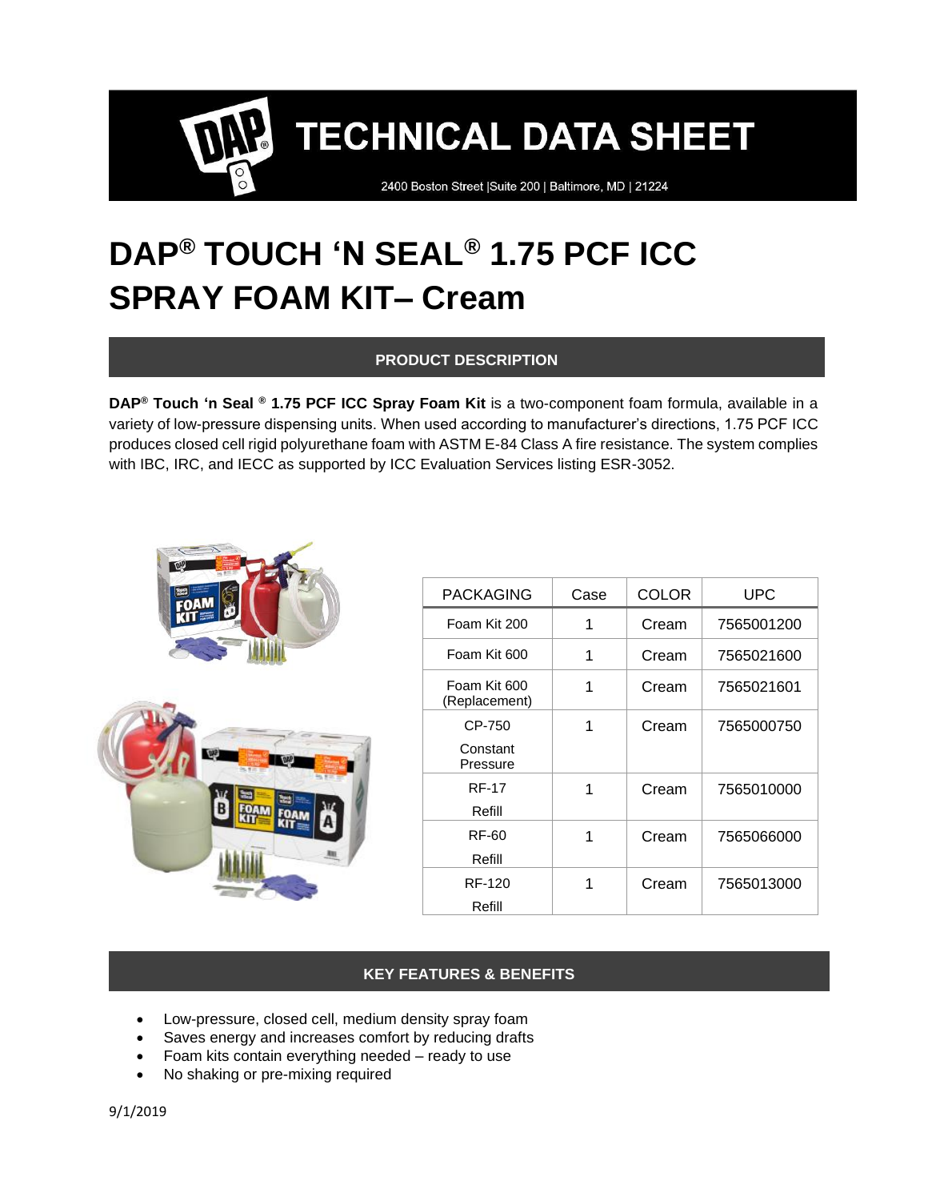# TECHNICAL DATA SHEET

2400 Boston Street |Suite 200 | Baltimore, MD | 21224

# DAP® TOUCH 'N SEAL® 1.75 PCF ICC SPRAY FOAM KIT– Cream

## PRODUCT DESCRIPTION

**DAP® Touch 'n Seal ® 1.75 PCF ICC Spray Foam Kit** is a two-component foam formula, available in a variety of low-pressure dispensing units. When used according to manufacturer's directions, 1.75 PCF ICC produces closed cell rigid polyurethane foam with ASTM E-84 Class A fire resistance. The system complies with IBC, IRC, and IECC as supported by ICC Evaluation Services listing ESR-3052.

| PACKAGING | Case | COLOR | UPC |
|---|---|---|---|
| Foam Kit 200 | 1 | Cream | 7565001200 |
| Foam Kit 600 | 1 | Cream | 7565021600 |
| Foam Kit 600 (Replacement) | 1 | Cream | 7565021601 |
| CP-750 Constant Pressure | 1 | Cream | 7565000750 |
| RF-17 Refill | 1 | Cream | 7565010000 |
| RF-60 Refill | 1 | Cream | 7565066000 |
| RF-120 Refill | 1 | Cream | 7565013000 |

## KEY FEATURES & BENEFITS

- Low-pressure, closed cell, medium density spray foam
- Saves energy and increases comfort by reducing drafts
- Foam kits contain everything needed – ready to use
- No shaking or pre-mixing required

9/1/2019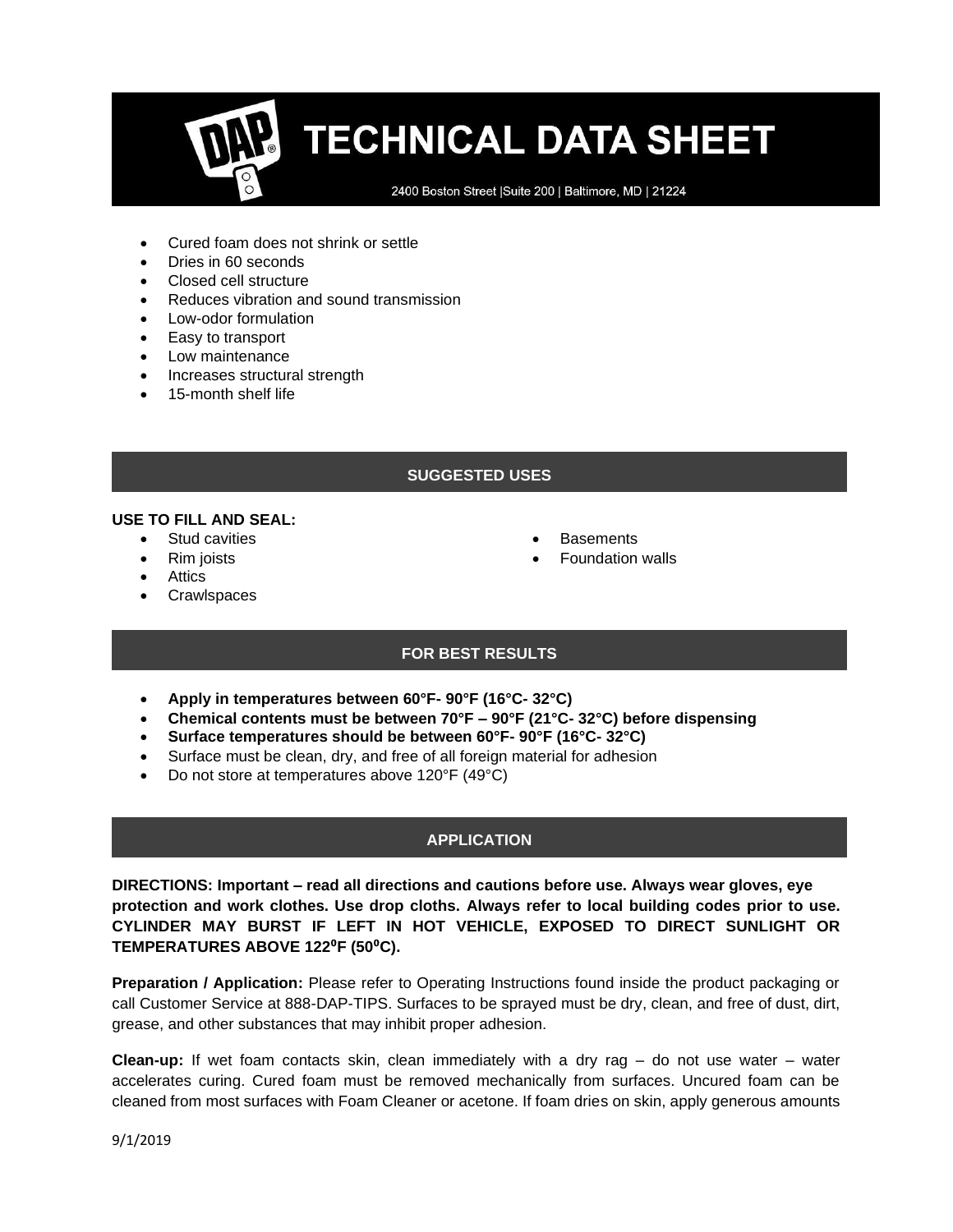- Cured foam does not shrink or settle
- Dries in 60 seconds
- Closed cell structure
- Reduces vibration and sound transmission
- Low-odor formulation
- Easy to transport
- Low maintenance
- Increases structural strength
- 15-month shelf life

## SUGGESTED USES

**USE TO FILL AND SEAL:**

- Stud cavities
- Rim joists
- Attics
- Crawlspaces
- Basements
- Foundation walls

## FOR BEST RESULTS

- **Apply in temperatures between 60°F- 90°F (16°C- 32°C)**
- **Chemical contents must be between 70°F – 90°F (21°C- 32°C) before dispensing**
- **Surface temperatures should be between 60°F- 90°F (16°C- 32°C)**
- Surface must be clean, dry, and free of all foreign material for adhesion
- Do not store at temperatures above 120°F (49°C)

## APPLICATION

**DIRECTIONS: Important – read all directions and cautions before use. Always wear gloves, eye protection and work clothes. Use drop cloths. Always refer to local building codes prior to use. CYLINDER MAY BURST IF LEFT IN HOT VEHICLE, EXPOSED TO DIRECT SUNLIGHT OR TEMPERATURES ABOVE 122°F (50°C).**

**Preparation / Application:** Please refer to Operating Instructions found inside the product packaging or call Customer Service at 888-DAP-TIPS. Surfaces to be sprayed must be dry, clean, and free of dust, dirt, grease, and other substances that may inhibit proper adhesion.

**Clean-up:** If wet foam contacts skin, clean immediately with a dry rag – do not use water – water accelerates curing. Cured foam must be removed mechanically from surfaces. Uncured foam can be cleaned from most surfaces with Foam Cleaner or acetone. If foam dries on skin, apply generous amounts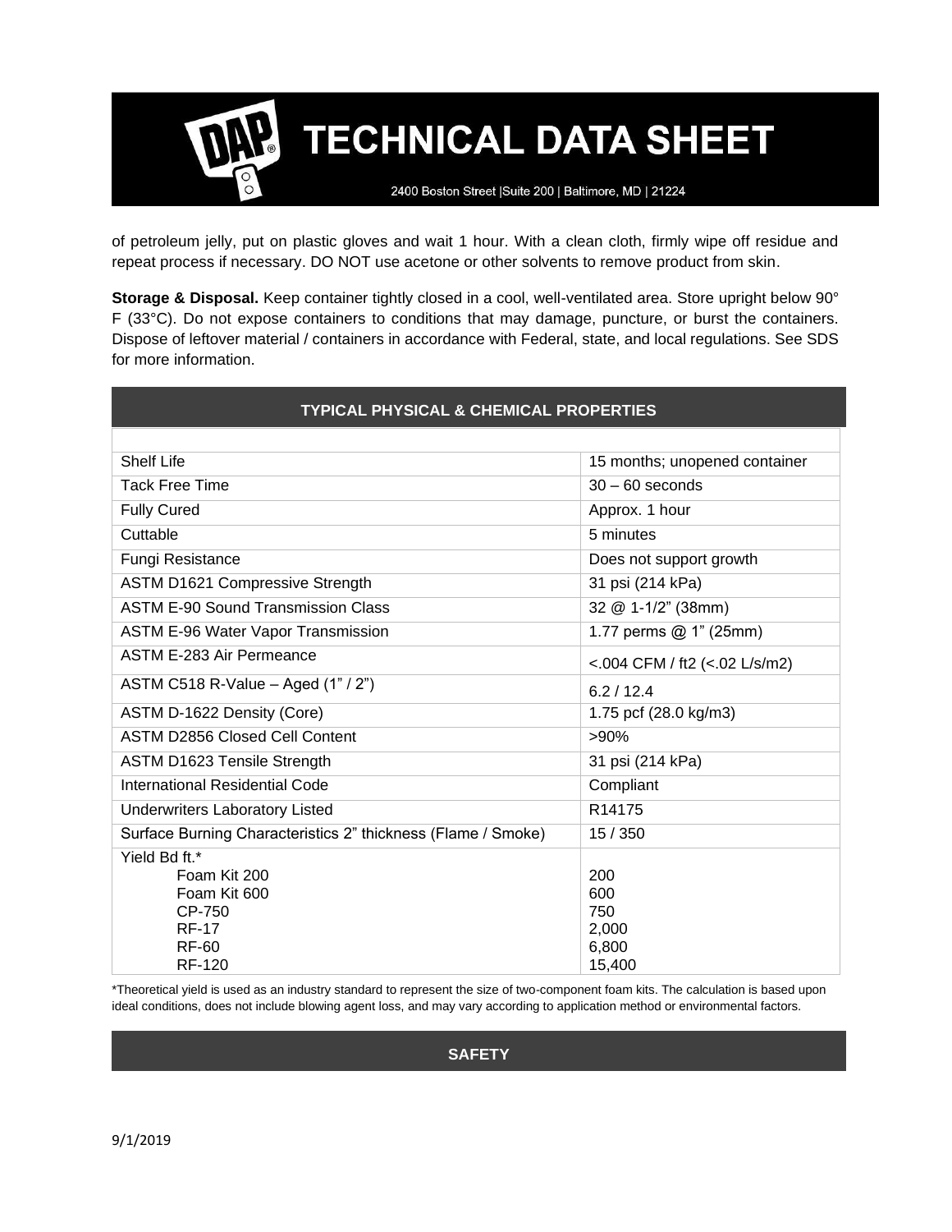of petroleum jelly, put on plastic gloves and wait 1 hour. With a clean cloth, firmly wipe off residue and repeat process if necessary. DO NOT use acetone or other solvents to remove product from skin.

**Storage & Disposal.** Keep container tightly closed in a cool, well-ventilated area. Store upright below 90° F (33°C). Do not expose containers to conditions that may damage, puncture, or burst the containers. Dispose of leftover material / containers in accordance with Federal, state, and local regulations. See SDS for more information.

## TYPICAL PHYSICAL & CHEMICAL PROPERTIES

| | |
|---|---|
| Shelf Life | 15 months; unopened container |
| Tack Free Time | 30 – 60 seconds |
| Fully Cured | Approx. 1 hour |
| Cuttable | 5 minutes |
| Fungi Resistance | Does not support growth |
| ASTM D1621 Compressive Strength | 31 psi (214 kPa) |
| ASTM E-90 Sound Transmission Class | 32 @ 1-1/2" (38mm) |
| ASTM E-96 Water Vapor Transmission | 1.77 perms @ 1" (25mm) |
| ASTM E-283 Air Permeance | <.004 CFM / ft2 (<.02 L/s/m2) |
| ASTM C518 R-Value – Aged (1" / 2") | 6.2 / 12.4 |
| ASTM D-1622 Density (Core) | 1.75 pcf (28.0 kg/m3) |
| ASTM D2856 Closed Cell Content | >90% |
| ASTM D1623 Tensile Strength | 31 psi (214 kPa) |
| International Residential Code | Compliant |
| Underwriters Laboratory Listed | R14175 |
| Surface Burning Characteristics 2" thickness (Flame / Smoke) | 15 / 350 |
| Yield Bd ft.* | |
| Foam Kit 200 | 200 |
| Foam Kit 600 | 600 |
| CP-750 | 750 |
| RF-17 | 2,000 |
| RF-60 | 6,800 |
| RF-120 | 15,400 |

*Theoretical yield is used as an industry standard to represent the size of two-component foam kits. The calculation is based upon ideal conditions, does not include blowing agent loss, and may vary according to application method or environmental factors.

## SAFETY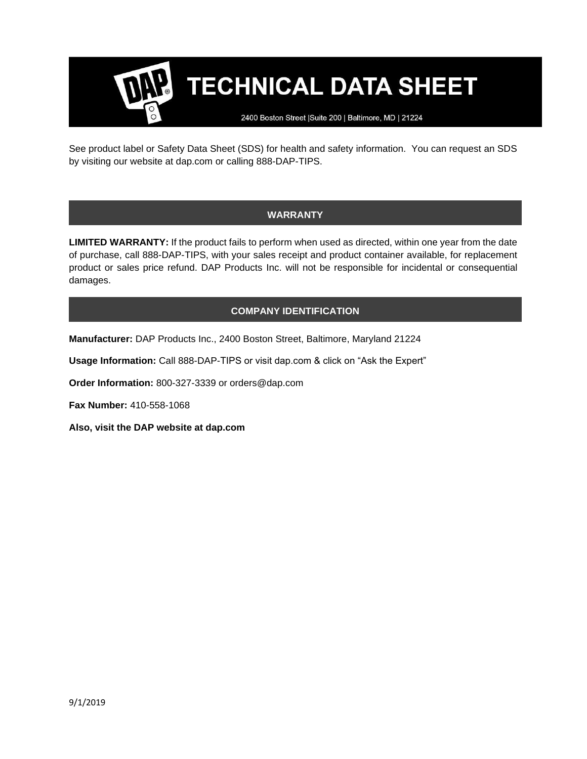# TECHNICAL DATA SHEET

2400 Boston Street |Suite 200 | Baltimore, MD | 21224

See product label or Safety Data Sheet (SDS) for health and safety information. You can request an SDS by visiting our website at dap.com or calling 888-DAP-TIPS.

## WARRANTY

**LIMITED WARRANTY:** If the product fails to perform when used as directed, within one year from the date of purchase, call 888-DAP-TIPS, with your sales receipt and product container available, for replacement product or sales price refund. DAP Products Inc. will not be responsible for incidental or consequential damages.

## COMPANY IDENTIFICATION

**Manufacturer:** DAP Products Inc., 2400 Boston Street, Baltimore, Maryland 21224

**Usage Information:** Call 888-DAP-TIPS or visit dap.com & click on "Ask the Expert"

**Order Information:** 800-327-3339 or orders@dap.com

**Fax Number:** 410-558-1068

**Also, visit the DAP website at dap.com**

9/1/2019